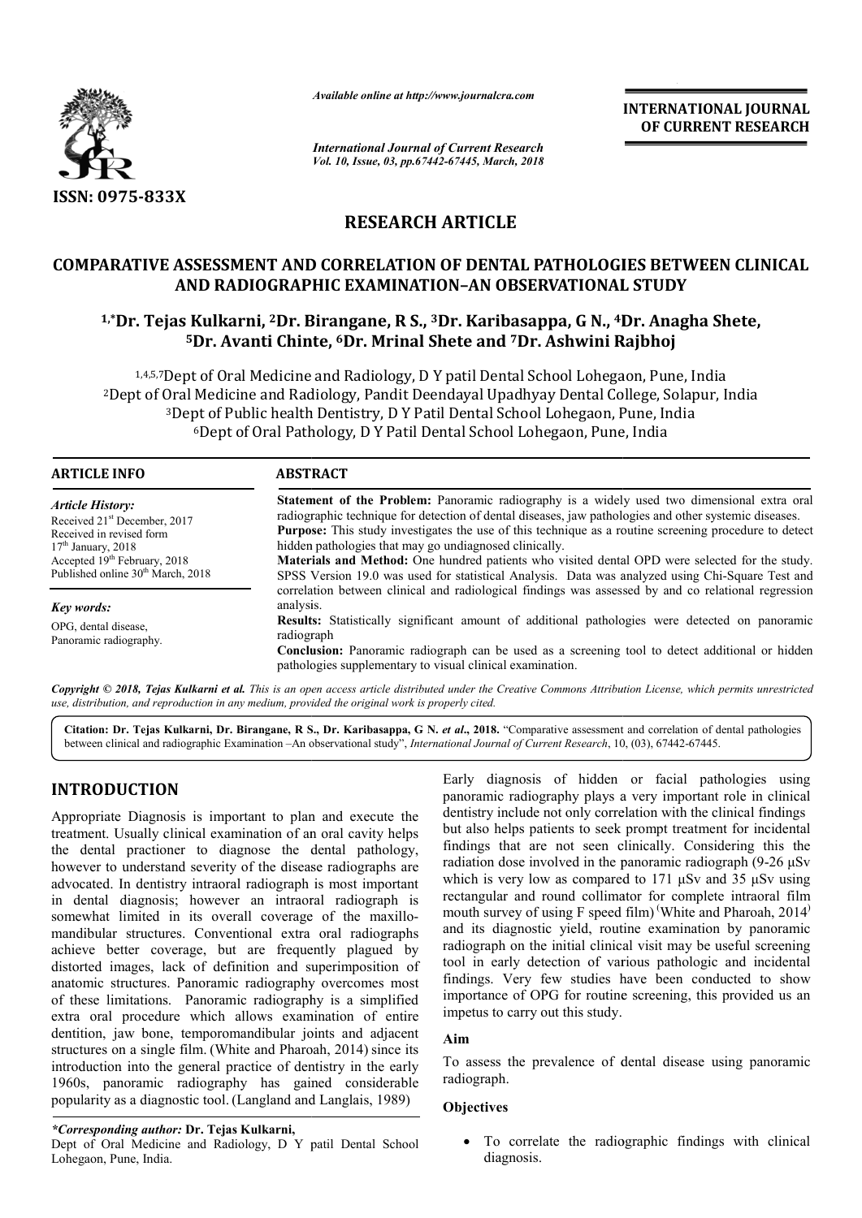ISSN: 0975-833X

*Available online at http://www.journalcra.com*

*International Journal of Current Research*
*Vol. 10, Issue, 03, pp.67442-67445, March, 2018*

**INTERNATIONAL JOURNAL OF CURRENT RESEARCH**

## RESEARCH ARTICLE

# COMPARATIVE ASSESSMENT AND CORRELATION OF DENTAL PATHOLOGIES BETWEEN CLINICAL AND RADIOGRAPHIC EXAMINATION–AN OBSERVATIONAL STUDY

**[1,*]Dr. Tejas Kulkarni, [2]Dr. Birangane, R S., [3]Dr. Karibasappa, G N., [4]Dr. Anagha Shete, [5]Dr. Avanti Chinte, [6]Dr. Mrinal Shete and [7]Dr. Ashwini Rajbhoj**

[1,4,5,7]Dept of Oral Medicine and Radiology, D Y patil Dental School Lohegaon, Pune, India
[2]Dept of Oral Medicine and Radiology, Pandit Deendayal Upadhyay Dental College, Solapur, India
[3]Dept of Public health Dentistry, D Y Patil Dental School Lohegaon, Pune, India
[6]Dept of Oral Pathology, D Y Patil Dental School Lohegaon, Pune, India

### ARTICLE INFO

*Article History:*
Received 21st December, 2017
Received in revised form
17th January, 2018
Accepted 19th February, 2018
Published online 30th March, 2018

*Key words:*
OPG, dental disease,
Panoramic radiography.

### ABSTRACT

**Statement of the Problem:** Panoramic radiography is a widely used two dimensional extra oral radiographic technique for detection of dental diseases, jaw pathologies and other systemic diseases.
**Purpose:** This study investigates the use of this technique as a routine screening procedure to detect hidden pathologies that may go undiagnosed clinically.
**Materials and Method:** One hundred patients who visited dental OPD were selected for the study. SPSS Version 19.0 was used for statistical Analysis. Data was analyzed using Chi-Square Test and correlation between clinical and radiological findings was assessed by and co relational regression analysis.
**Results:** Statistically significant amount of additional pathologies were detected on panoramic radiograph
**Conclusion:** Panoramic radiograph can be used as a screening tool to detect additional or hidden pathologies supplementary to visual clinical examination.

*Copyright © 2018, Tejas Kulkarni et al. This is an open access article distributed under the Creative Commons Attribution License, which permits unrestricted use, distribution, and reproduction in any medium, provided the original work is properly cited.*

**Citation: Dr. Tejas Kulkarni, Dr. Birangane, R S., Dr. Karibasappa, G N. *et al*., 2018.** "Comparative assessment and correlation of dental pathologies between clinical and radiographic Examination –An observational study", *International Journal of Current Research*, 10, (03), 67442-67445.

## INTRODUCTION

Appropriate Diagnosis is important to plan and execute the treatment. Usually clinical examination of an oral cavity helps the dental practioner to diagnose the dental pathology, however to understand severity of the disease radiographs are advocated. In dentistry intraoral radiograph is most important in dental diagnosis; however an intraoral radiograph is somewhat limited in its overall coverage of the maxillo-mandibular structures. Conventional extra oral radiographs achieve better coverage, but are frequently plagued by distorted images, lack of definition and superimposition of anatomic structures. Panoramic radiography overcomes most of these limitations. Panoramic radiography is a simplified extra oral procedure which allows examination of entire dentition, jaw bone, temporomandibular joints and adjacent structures on a single film. (White and Pharoah, 2014) since its introduction into the general practice of dentistry in the early 1960s, panoramic radiography has gained considerable popularity as a diagnostic tool. (Langland and Langlais, 1989)

Early diagnosis of hidden or facial pathologies using panoramic radiography plays a very important role in clinical dentistry include not only correlation with the clinical findings but also helps patients to seek prompt treatment for incidental findings that are not seen clinically. Considering this the radiation dose involved in the panoramic radiograph (9-26 μSv which is very low as compared to 171 μSv and 35 μSv using rectangular and round collimator for complete intraoral film mouth survey of using F speed film) (White and Pharoah, 2014) and its diagnostic yield, routine examination by panoramic radiograph on the initial clinical visit may be useful screening tool in early detection of various pathologic and incidental findings. Very few studies have been conducted to show importance of OPG for routine screening, this provided us an impetus to carry out this study.

### Aim

To assess the prevalence of dental disease using panoramic radiograph.

### Objectives

- To correlate the radiographic findings with clinical diagnosis.

**\*Corresponding author: Dr. Tejas Kulkarni,**
Dept of Oral Medicine and Radiology, D Y patil Dental School Lohegaon, Pune, India.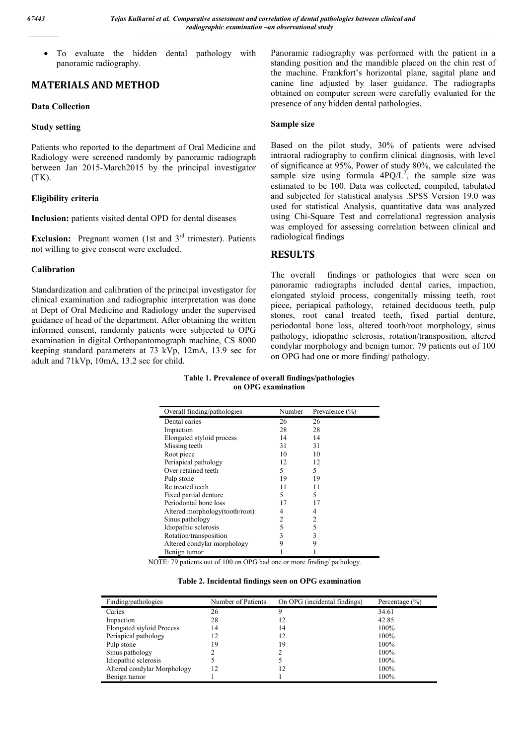- To evaluate the hidden dental pathology with panoramic radiography.

## MATERIALS AND METHOD

### Data Collection

### Study setting

Patients who reported to the department of Oral Medicine and Radiology were screened randomly by panoramic radiograph between Jan 2015-March2015 by the principal investigator (TK).

### Eligibility criteria

**Inclusion:** patients visited dental OPD for dental diseases

**Exclusion:** Pregnant women (1st and 3rd trimester). Patients not willing to give consent were excluded.

### Calibration

Standardization and calibration of the principal investigator for clinical examination and radiographic interpretation was done at Dept of Oral Medicine and Radiology under the supervised guidance of head of the department. After obtaining the written informed consent, randomly patients were subjected to OPG examination in digital Orthopantomograph machine, CS 8000 keeping standard parameters at 73 kVp, 12mA, 13.9 sec for adult and 71kVp, 10mA, 13.2 sec for child.

Panoramic radiography was performed with the patient in a standing position and the mandible placed on the chin rest of the machine. Frankfort's horizontal plane, sagital plane and canine line adjusted by laser guidance. The radiographs obtained on computer screen were carefully evaluated for the presence of any hidden dental pathologies.

### Sample size

Based on the pilot study, 30% of patients were advised intraoral radiography to confirm clinical diagnosis, with level of significance at 95%, Power of study 80%, we calculated the sample size using formula $4PQ/L^2$, the sample size was estimated to be 100. Data was collected, compiled, tabulated and subjected for statistical analysis .SPSS Version 19.0 was used for statistical Analysis, quantitative data was analyzed using Chi-Square Test and correlational regression analysis was employed for assessing correlation between clinical and radiological findings

## RESULTS

The overall findings or pathologies that were seen on panoramic radiographs included dental caries, impaction, elongated styloid process, congenitally missing teeth, root piece, periapical pathology, retained deciduous teeth, pulp stones, root canal treated teeth, fixed partial denture, periodontal bone loss, altered tooth/root morphology, sinus pathology, idiopathic sclerosis, rotation/transposition, altered condylar morphology and benign tumor. 79 patients out of 100 on OPG had one or more finding/ pathology.

**Table 1. Prevalence of overall findings/pathologies on OPG examination**

| Overall finding/pathologies | Number | Prevalence (%) |
|---|---|---|
| Dental caries | 26 | 26 |
| Impaction | 28 | 28 |
| Elongated styloid process | 14 | 14 |
| Missing teeth | 31 | 31 |
| Root piece | 10 | 10 |
| Periapical pathology | 12 | 12 |
| Over retained teeth | 5 | 5 |
| Pulp stone | 19 | 19 |
| Rc treated teeth | 11 | 11 |
| Fixed partial denture | 5 | 5 |
| Periodontal bone loss | 17 | 17 |
| Altered morphology(tooth/root) | 4 | 4 |
| Sinus pathology | 2 | 2 |
| Idiopathic sclerosis | 5 | 5 |
| Rotation/transposition | 3 | 3 |
| Altered condylar morphology | 9 | 9 |
| Benign tumor | 1 | 1 |

NOTE: 79 patients out of 100 on OPG had one or more finding/ pathology.

**Table 2. Incidental findings seen on OPG examination**

| Finding/pathologies | Number of Patients | On OPG (incidental findings) | Percentage (%) |
|---|---|---|---|
| Caries | 26 | 9 | 34.61 |
| Impaction | 28 | 12 | 42.85 |
| Elongated styloid Process | 14 | 14 | 100% |
| Periapical pathology | 12 | 12 | 100% |
| Pulp stone | 19 | 19 | 100% |
| Sinus pathology | 2 | 2 | 100% |
| Idiopathic sclerosis | 5 | 5 | 100% |
| Altered condylar Morphology | 12 | 12 | 100% |
| Benign tumor | 1 | 1 | 100% |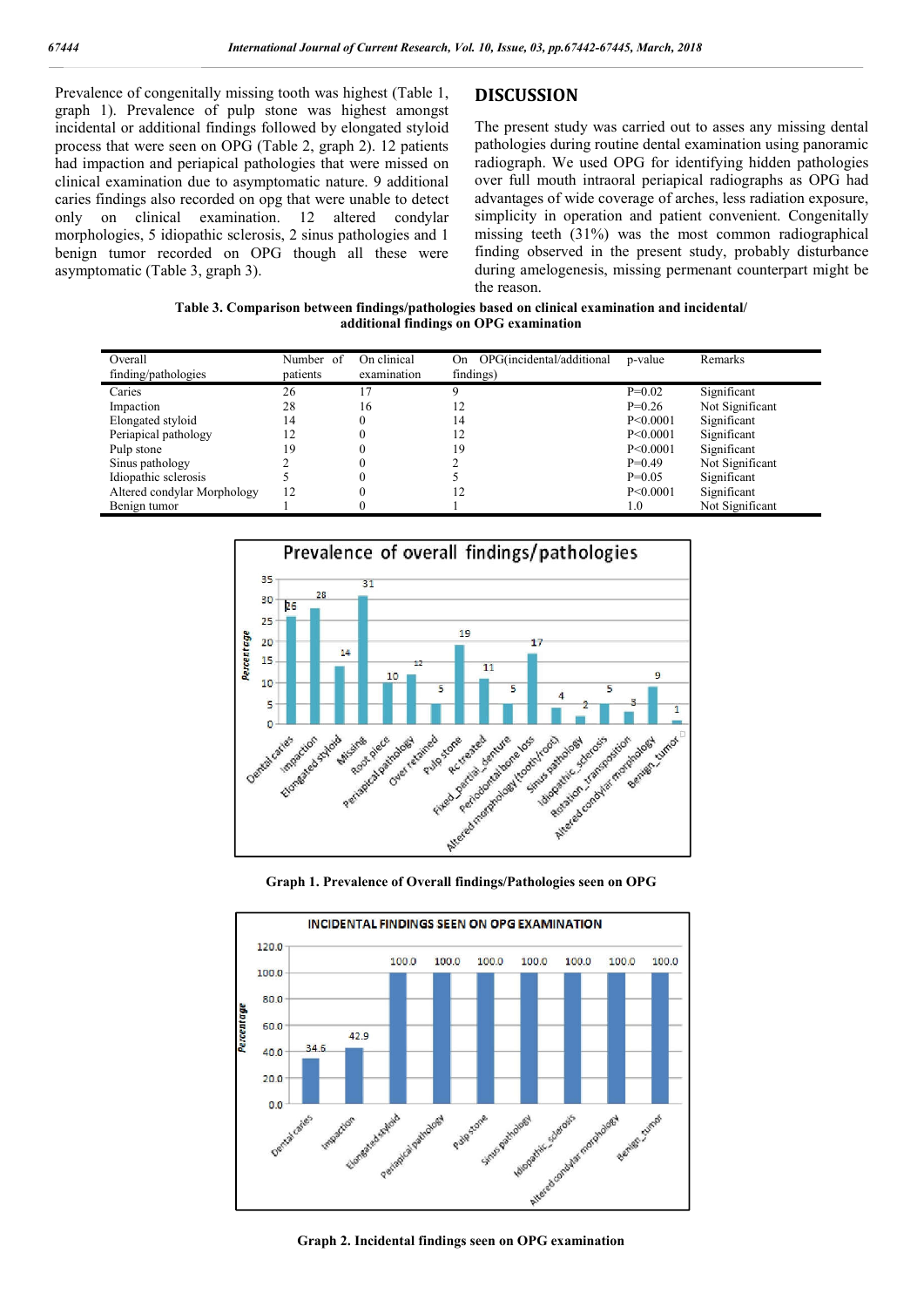Prevalence of congenitally missing tooth was highest (Table 1, graph 1). Prevalence of pulp stone was highest amongst incidental or additional findings followed by elongated styloid process that were seen on OPG (Table 2, graph 2). 12 patients had impaction and periapical pathologies that were missed on clinical examination due to asymptomatic nature. 9 additional caries findings also recorded on opg that were unable to detect only on clinical examination. 12 altered condylar morphologies, 5 idiopathic sclerosis, 2 sinus pathologies and 1 benign tumor recorded on OPG though all these were asymptomatic (Table 3, graph 3).

## DISCUSSION

The present study was carried out to asses any missing dental pathologies during routine dental examination using panoramic radiograph. We used OPG for identifying hidden pathologies over full mouth intraoral periapical radiographs as OPG had advantages of wide coverage of arches, less radiation exposure, simplicity in operation and patient convenient. Congenitally missing teeth (31%) was the most common radiographical finding observed in the present study, probably disturbance during amelogenesis, missing permenant counterpart might be the reason.

**Table 3. Comparison between findings/pathologies based on clinical examination and incidental/ additional findings on OPG examination**

| Overall finding/pathologies | Number of patients | On clinical examination | On OPG(incidental/additional findings) | p-value | Remarks |
|---|---|---|---|---|---|
| Caries | 26 | 17 | 9 | P=0.02 | Significant |
| Impaction | 28 | 16 | 12 | P=0.26 | Not Significant |
| Elongated styloid | 14 | 0 | 14 | P<0.0001 | Significant |
| Periapical pathology | 12 | 0 | 12 | P<0.0001 | Significant |
| Pulp stone | 19 | 0 | 19 | P<0.0001 | Significant |
| Sinus pathology | 2 | 0 | 2 | P=0.49 | Not Significant |
| Idiopathic sclerosis | 5 | 0 | 5 | P=0.05 | Significant |
| Altered condylar Morphology | 12 | 0 | 12 | P<0.0001 | Significant |
| Benign tumor | 1 | 0 | 1 | 1.0 | Not Significant |

**Graph 1. Prevalence of Overall findings/Pathologies seen on OPG**

**Graph 2. Incidental findings seen on OPG examination**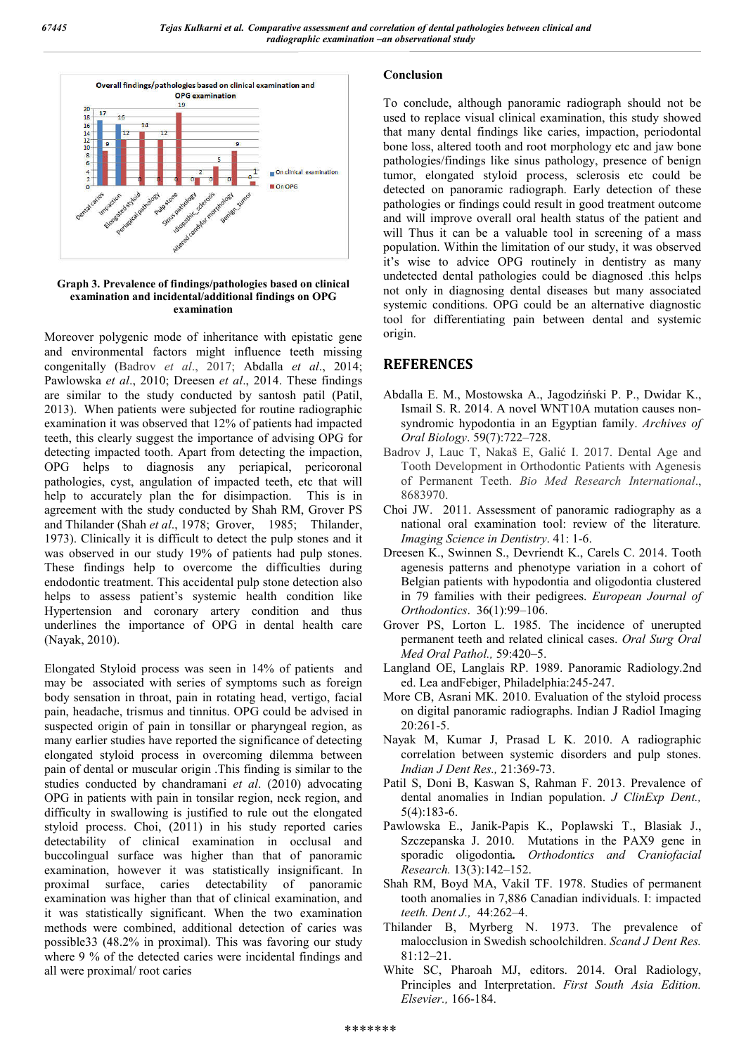Overall findings/pathologies based on clinical examination and OPG examination

20 18 16 14 12 10 8 6 4 2 0

17 9 16 12 0 14 0 12 0 19 0 2 0 5 0 9 0 1

Dental caries, Impaction, Elongated styloid, Periapical pathology, Pulp stone, Sinus pathology, Idiopathic sclerosis, Altered condylar morphology, Benign tumor

On clinical examination
On OPG

**Graph 3. Prevalence of findings/pathologies based on clinical examination and incidental/additional findings on OPG examination**

Moreover polygenic mode of inheritance with epistatic gene and environmental factors might influence teeth missing congenitally (Badrov *et al*., 2017; Abdalla *et al*., 2014; Pawlowska *et al*., 2010; Dreesen *et al*., 2014. These findings are similar to the study conducted by santosh patil (Patil, 2013). When patients were subjected for routine radiographic examination it was observed that 12% of patients had impacted teeth, this clearly suggest the importance of advising OPG for detecting impacted tooth. Apart from detecting the impaction, OPG helps to diagnosis any periapical, pericoronal pathologies, cyst, angulation of impacted teeth, etc that will help to accurately plan the for disimpaction. This is in agreement with the study conducted by Shah RM, Grover PS and Thilander (Shah *et al*., 1978; Grover, 1985; Thilander, 1973). Clinically it is difficult to detect the pulp stones and it was observed in our study 19% of patients had pulp stones. These findings help to overcome the difficulties during endodontic treatment. This accidental pulp stone detection also helps to assess patient's systemic health condition like Hypertension and coronary artery condition and thus underlines the importance of OPG in dental health care (Nayak, 2010).

Elongated Styloid process was seen in 14% of patients and may be associated with series of symptoms such as foreign body sensation in throat, pain in rotating head, vertigo, facial pain, headache, trismus and tinnitus. OPG could be advised in suspected origin of pain in tonsillar or pharyngeal region, as many earlier studies have reported the significance of detecting elongated styloid process in overcoming dilemma between pain of dental or muscular origin .This finding is similar to the studies conducted by chandramani *et al*. (2010) advocating OPG in patients with pain in tonsilar region, neck region, and difficulty in swallowing is justified to rule out the elongated styloid process. Choi, (2011) in his study reported caries detectability of clinical examination in occlusal and buccolingual surface was higher than that of panoramic examination, however it was statistically insignificant. In proximal surface, caries detectability of panoramic examination was higher than that of clinical examination, and it was statistically significant. When the two examination methods were combined, additional detection of caries was possible33 (48.2% in proximal). This was favoring our study where 9 % of the detected caries were incidental findings and all were proximal/ root caries

## Conclusion

To conclude, although panoramic radiograph should not be used to replace visual clinical examination, this study showed that many dental findings like caries, impaction, periodontal bone loss, altered tooth and root morphology etc and jaw bone pathologies/findings like sinus pathology, presence of benign tumor, elongated styloid process, sclerosis etc could be detected on panoramic radiograph. Early detection of these pathologies or findings could result in good treatment outcome and will improve overall oral health status of the patient and will Thus it can be a valuable tool in screening of a mass population. Within the limitation of our study, it was observed it's wise to advice OPG routinely in dentistry as many undetected dental pathologies could be diagnosed .this helps not only in diagnosing dental diseases but many associated systemic conditions. OPG could be an alternative diagnostic tool for differentiating pain between dental and systemic origin.

## REFERENCES

Abdalla E. M., Mostowska A., Jagodziński P. P., Dwidar K., Ismail S. R. 2014. A novel WNT10A mutation causes non-syndromic hypodontia in an Egyptian family. *Archives of Oral Biology*. 59(7):722–728.

Badrov J, Lauc T, Nakaš E, Galić I. 2017. Dental Age and Tooth Development in Orthodontic Patients with Agenesis of Permanent Teeth. *Bio Med Research International*., 8683970.

Choi JW. 2011. Assessment of panoramic radiography as a national oral examination tool: review of the literature. *Imaging Science in Dentistry*. 41: 1-6.

Dreesen K., Swinnen S., Devriendt K., Carels C. 2014. Tooth agenesis patterns and phenotype variation in a cohort of Belgian patients with hypodontia and oligodontia clustered in 79 families with their pedigrees. *European Journal of Orthodontics*. 36(1):99–106.

Grover PS, Lorton L. 1985. The incidence of unerupted permanent teeth and related clinical cases. *Oral Surg Oral Med Oral Pathol.,* 59:420–5.

Langland OE, Langlais RP. 1989. Panoramic Radiology.2nd ed. Lea andFebiger, Philadelphia:245-247.

More CB, Asrani MK. 2010. Evaluation of the styloid process on digital panoramic radiographs. Indian J Radiol Imaging 20:261-5.

Nayak M, Kumar J, Prasad L K. 2010. A radiographic correlation between systemic disorders and pulp stones. *Indian J Dent Res.,* 21:369-73.

Patil S, Doni B, Kaswan S, Rahman F. 2013. Prevalence of dental anomalies in Indian population. *J ClinExp Dent.,* 5(4):183-6.

Pawlowska E., Janik-Papis K., Poplawski T., Blasiak J., Szczepanska J. 2010. Mutations in the PAX9 gene in sporadic oligodontia**.** *Orthodontics and Craniofacial Research.* 13(3):142–152.

Shah RM, Boyd MA, Vakil TF. 1978. Studies of permanent tooth anomalies in 7,886 Canadian individuals. I: impacted *teeth. Dent J.,* 44:262–4.

Thilander B, Myrberg N. 1973. The prevalence of malocclusion in Swedish schoolchildren. *Scand J Dent Res.* 81:12–21.

White SC, Pharoah MJ, editors. 2014. Oral Radiology, Principles and Interpretation. *First South Asia Edition. Elsevier.,* 166-184.

\*\*\*\*\*\*\*